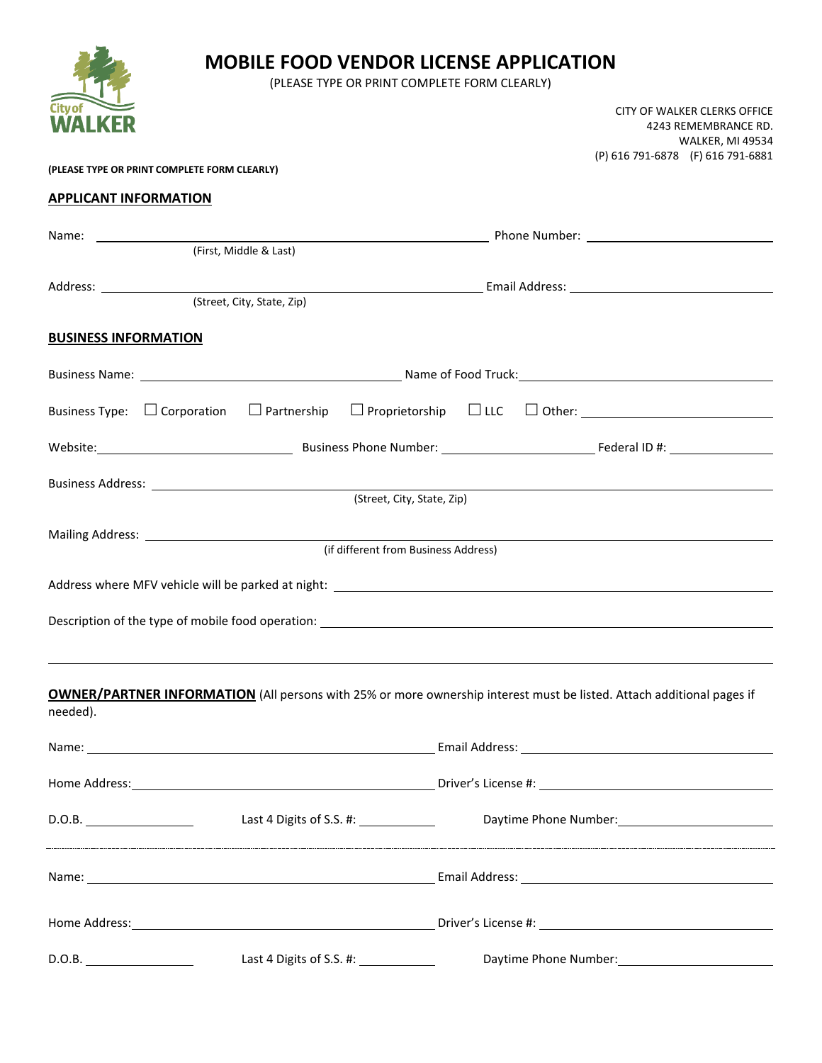# MOBILE FOOD VENDOR LICENSE APPLICATION

(PLEASE TYPE OR PRINT COMPLETE FORM CLEARLY)

CITY OF WALKER CLERKS OFFICE
4243 REMEMBRANCE RD.
WALKER, MI 49534
(P) 616 791-6878 (F) 616 791-6881

**(PLEASE TYPE OR PRINT COMPLETE FORM CLEARLY)**

## APPLICANT INFORMATION

Name: ______________________________ Phone Number: ______________________________
(First, Middle & Last)

Address: ______________________________ Email Address: ______________________________
(Street, City, State, Zip)

## BUSINESS INFORMATION

Business Name: ______________________________ Name of Food Truck: ______________________________

Business Type: ☐ Corporation ☐ Partnership ☐ Proprietorship ☐ LLC ☐ Other: ______________________________

Website: ______________________________ Business Phone Number: ______________________________ Federal ID #: ______________________________

Business Address: ______________________________
(Street, City, State, Zip)

Mailing Address: ______________________________
(if different from Business Address)

Address where MFV vehicle will be parked at night: ______________________________

Description of the type of mobile food operation: ______________________________

______________________________

**OWNER/PARTNER INFORMATION** (All persons with 25% or more ownership interest must be listed. Attach additional pages if needed).

Name: ______________________________ Email Address: ______________________________

Home Address: ______________________________ Driver's License #: ______________________________

D.O.B. ______________ Last 4 Digits of S.S. #: ______________ Daytime Phone Number: ______________________________

---

Name: ______________________________ Email Address: ______________________________

Home Address: ______________________________ Driver's License #: ______________________________

D.O.B. ______________ Last 4 Digits of S.S. #: ______________ Daytime Phone Number: ______________________________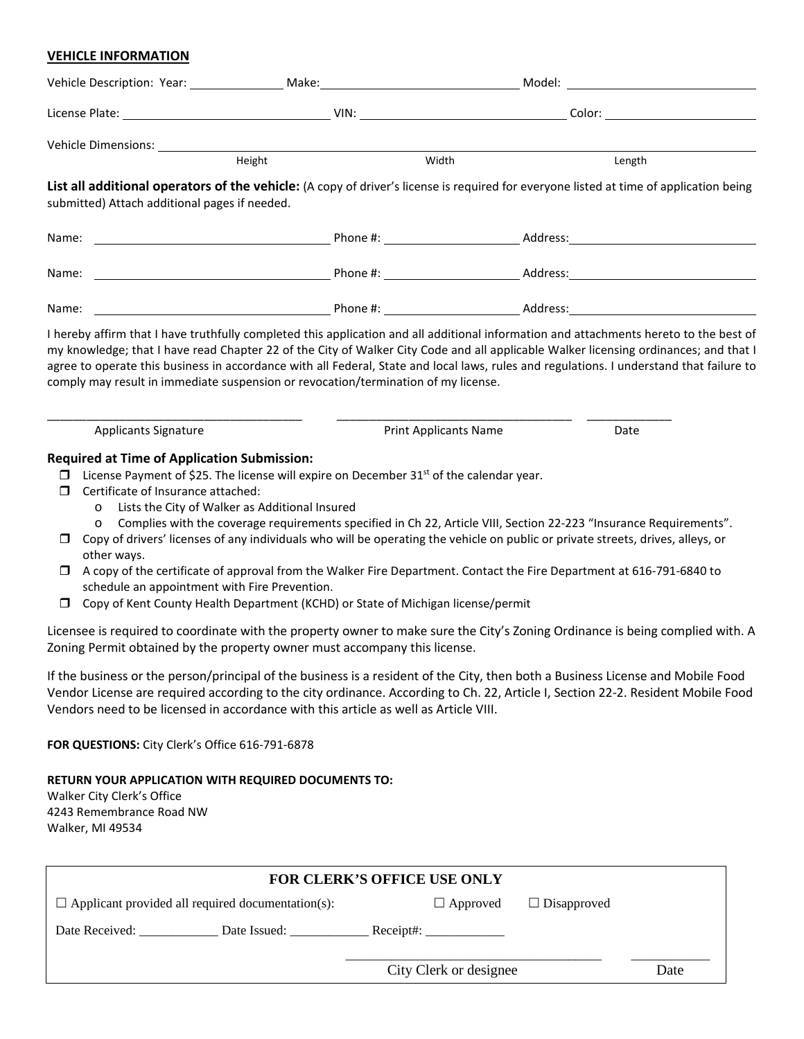**VEHICLE INFORMATION**

Vehicle Description: Year: ______________ Make: ______________________________ Model: ______________________________

License Plate: ________________________________ VIN: ________________________________ Color: ______________________

Vehicle Dimensions: ______________________________________________________________________________

Height                    Width                    Length

**List all additional operators of the vehicle:** (A copy of driver's license is required for everyone listed at time of application being submitted) Attach additional pages if needed.

Name: ________________________________ Phone #: ____________________ Address: ____________________________

Name: ________________________________ Phone #: ____________________ Address: ____________________________

Name: ________________________________ Phone #: ____________________ Address: ____________________________

I hereby affirm that I have truthfully completed this application and all additional information and attachments hereto to the best of my knowledge; that I have read Chapter 22 of the City of Walker City Code and all applicable Walker licensing ordinances; and that I agree to operate this business in accordance with all Federal, State and local laws, rules and regulations. I understand that failure to comply may result in immediate suspension or revocation/termination of my license.

______________________________________ ______________________________________ _____________

Applicants Signature                    Print Applicants Name                    Date

**Required at Time of Application Submission:**

- ☐ License Payment of $25. The license will expire on December 31st of the calendar year.
- ☐ Certificate of Insurance attached:
  - o Lists the City of Walker as Additional Insured
  - o Complies with the coverage requirements specified in Ch 22, Article VIII, Section 22-223 "Insurance Requirements".
- ☐ Copy of drivers' licenses of any individuals who will be operating the vehicle on public or private streets, drives, alleys, or other ways.
- ☐ A copy of the certificate of approval from the Walker Fire Department. Contact the Fire Department at 616-791-6840 to schedule an appointment with Fire Prevention.
- ☐ Copy of Kent County Health Department (KCHD) or State of Michigan license/permit

Licensee is required to coordinate with the property owner to make sure the City's Zoning Ordinance is being complied with. A Zoning Permit obtained by the property owner must accompany this license.

If the business or the person/principal of the business is a resident of the City, then both a Business License and Mobile Food Vendor License are required according to the city ordinance. According to Ch. 22, Article I, Section 22-2. Resident Mobile Food Vendors need to be licensed in accordance with this article as well as Article VIII.

**FOR QUESTIONS:** City Clerk's Office 616-791-6878

**RETURN YOUR APPLICATION WITH REQUIRED DOCUMENTS TO:**
Walker City Clerk's Office
4243 Remembrance Road NW
Walker, MI 49534

**FOR CLERK'S OFFICE USE ONLY**

☐ Applicant provided all required documentation(s):          ☐ Approved     ☐ Disapproved

Date Received: ____________ Date Issued: ____________ Receipt#: ____________

____________________________________ ___________

City Clerk or designee                    Date